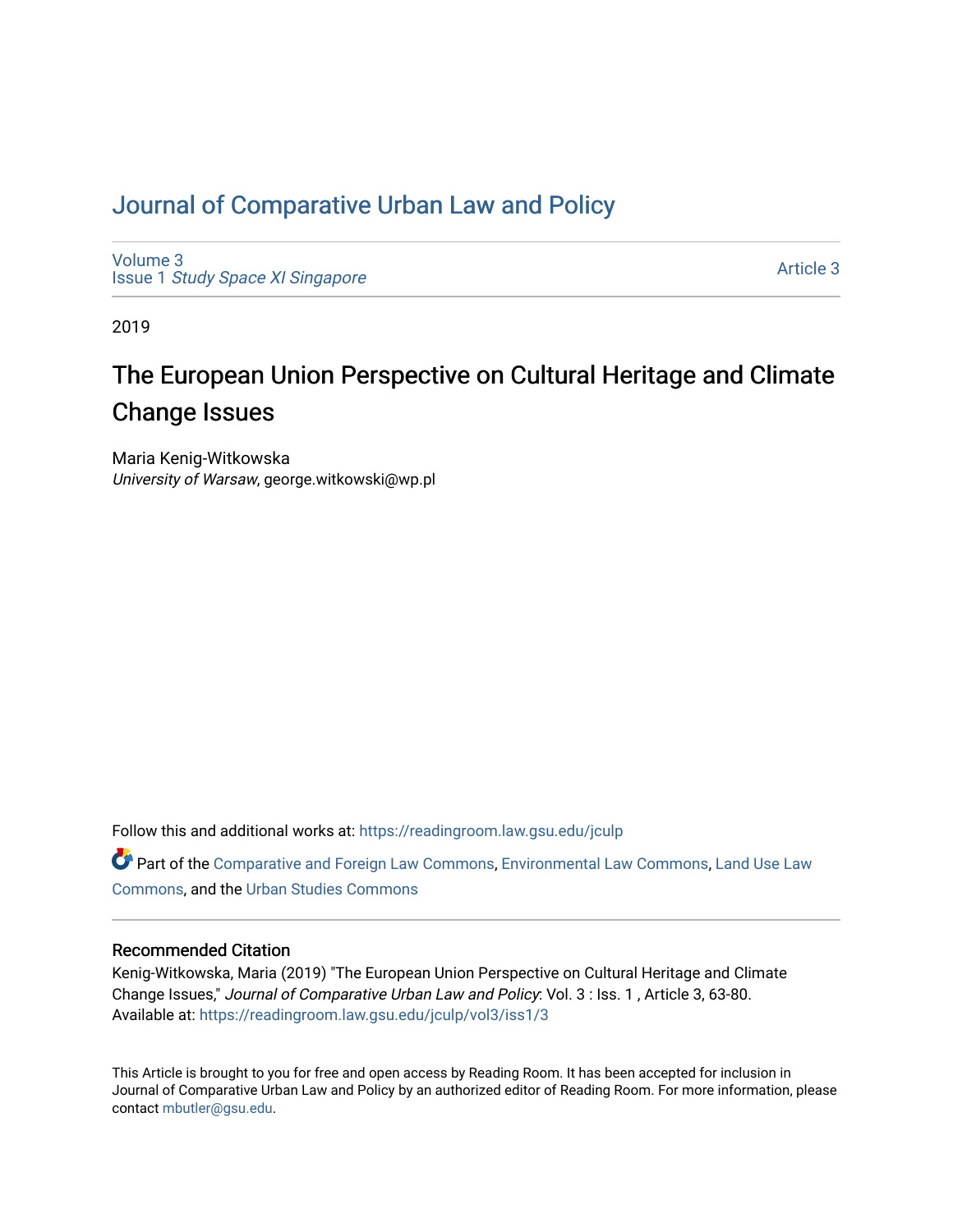# Journal of Comparative Urban Law and Policy

Volume 3
Issue 1 *Study Space XI Singapore*

Article 3

2019

## The European Union Perspective on Cultural Heritage and Climate Change Issues

Maria Kenig-Witkowska
*University of Warsaw*, george.witkowski@wp.pl

Follow this and additional works at: https://readingroom.law.gsu.edu/jculp

Part of the Comparative and Foreign Law Commons, Environmental Law Commons, Land Use Law Commons, and the Urban Studies Commons

### Recommended Citation

Kenig-Witkowska, Maria (2019) "The European Union Perspective on Cultural Heritage and Climate Change Issues," *Journal of Comparative Urban Law and Policy*: Vol. 3 : Iss. 1 , Article 3, 63-80.
Available at: https://readingroom.law.gsu.edu/jculp/vol3/iss1/3

This Article is brought to you for free and open access by Reading Room. It has been accepted for inclusion in Journal of Comparative Urban Law and Policy by an authorized editor of Reading Room. For more information, please contact mbutler@gsu.edu.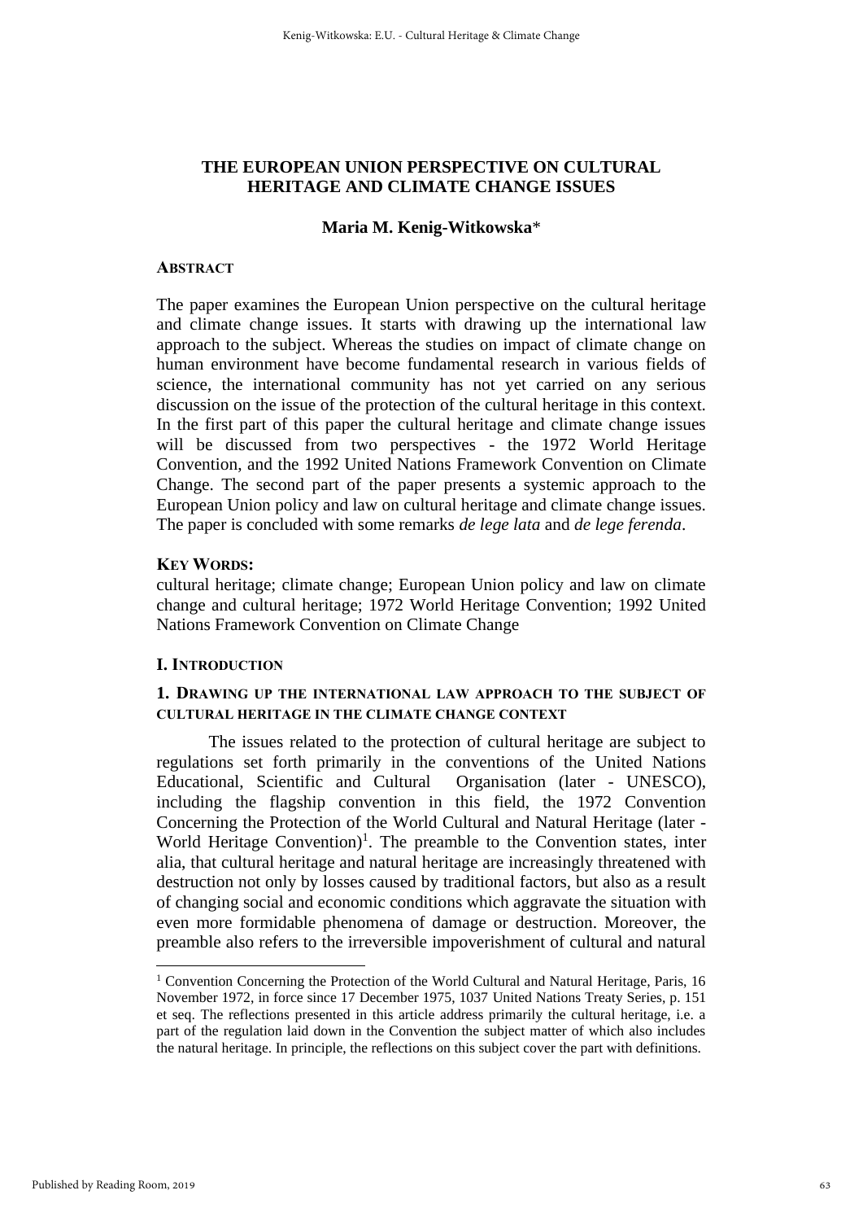# THE EUROPEAN UNION PERSPECTIVE ON CULTURAL HERITAGE AND CLIMATE CHANGE ISSUES

**Maria M. Kenig-Witkowska***

### ABSTRACT

The paper examines the European Union perspective on the cultural heritage and climate change issues. It starts with drawing up the international law approach to the subject. Whereas the studies on impact of climate change on human environment have become fundamental research in various fields of science, the international community has not yet carried on any serious discussion on the issue of the protection of the cultural heritage in this context. In the first part of this paper the cultural heritage and climate change issues will be discussed from two perspectives - the 1972 World Heritage Convention, and the 1992 United Nations Framework Convention on Climate Change. The second part of the paper presents a systemic approach to the European Union policy and law on cultural heritage and climate change issues. The paper is concluded with some remarks *de lege lata* and *de lege ferenda*.

### KEY WORDS:

cultural heritage; climate change; European Union policy and law on climate change and cultural heritage; 1972 World Heritage Convention; 1992 United Nations Framework Convention on Climate Change

## I. INTRODUCTION

### 1. DRAWING UP THE INTERNATIONAL LAW APPROACH TO THE SUBJECT OF CULTURAL HERITAGE IN THE CLIMATE CHANGE CONTEXT

The issues related to the protection of cultural heritage are subject to regulations set forth primarily in the conventions of the United Nations Educational, Scientific and Cultural Organisation (later - UNESCO), including the flagship convention in this field, the 1972 Convention Concerning the Protection of the World Cultural and Natural Heritage (later - World Heritage Convention)[1]. The preamble to the Convention states, inter alia, that cultural heritage and natural heritage are increasingly threatened with destruction not only by losses caused by traditional factors, but also as a result of changing social and economic conditions which aggravate the situation with even more formidable phenomena of damage or destruction. Moreover, the preamble also refers to the irreversible impoverishment of cultural and natural

[1] Convention Concerning the Protection of the World Cultural and Natural Heritage, Paris, 16 November 1972, in force since 17 December 1975, 1037 United Nations Treaty Series, p. 151 et seq. The reflections presented in this article address primarily the cultural heritage, i.e. a part of the regulation laid down in the Convention the subject matter of which also includes the natural heritage. In principle, the reflections on this subject cover the part with definitions.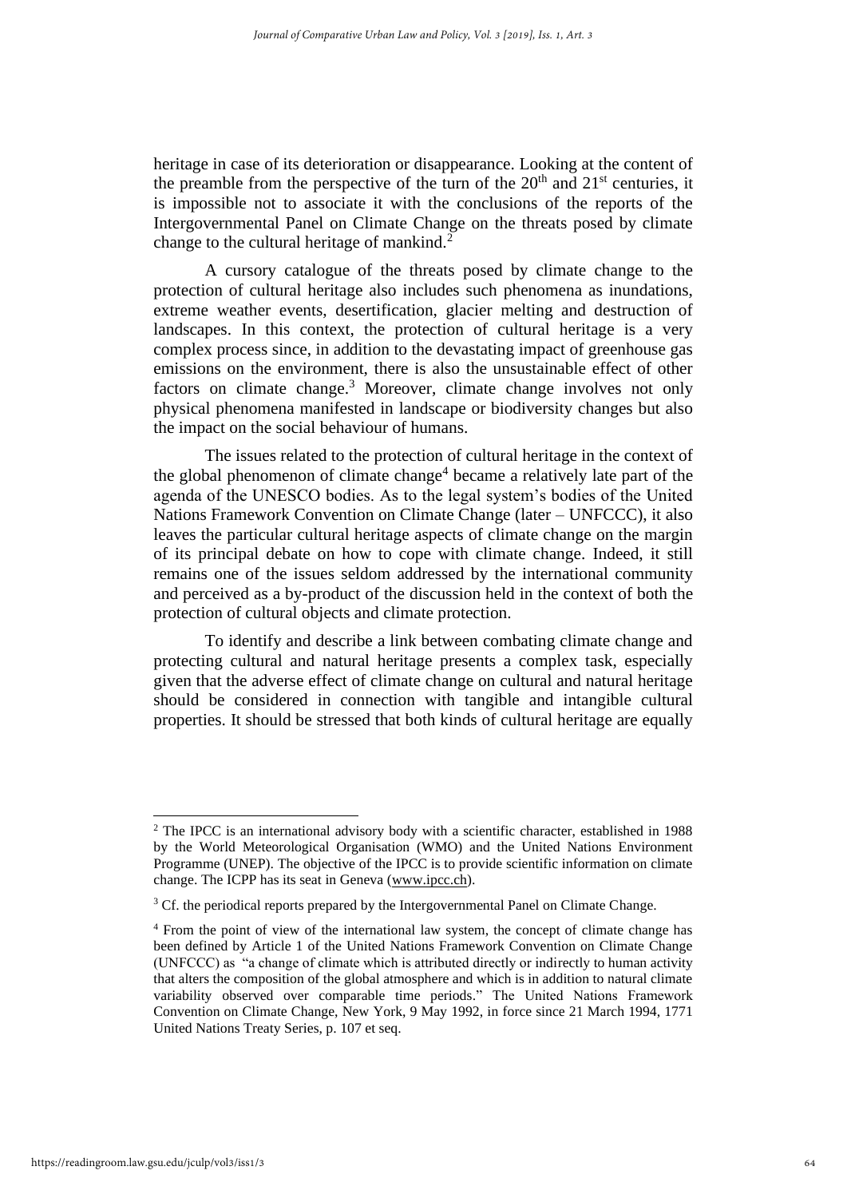heritage in case of its deterioration or disappearance. Looking at the content of the preamble from the perspective of the turn of the 20th and 21st centuries, it is impossible not to associate it with the conclusions of the reports of the Intergovernmental Panel on Climate Change on the threats posed by climate change to the cultural heritage of mankind.[2]

A cursory catalogue of the threats posed by climate change to the protection of cultural heritage also includes such phenomena as inundations, extreme weather events, desertification, glacier melting and destruction of landscapes. In this context, the protection of cultural heritage is a very complex process since, in addition to the devastating impact of greenhouse gas emissions on the environment, there is also the unsustainable effect of other factors on climate change.[3] Moreover, climate change involves not only physical phenomena manifested in landscape or biodiversity changes but also the impact on the social behaviour of humans.

The issues related to the protection of cultural heritage in the context of the global phenomenon of climate change[4] became a relatively late part of the agenda of the UNESCO bodies. As to the legal system's bodies of the United Nations Framework Convention on Climate Change (later – UNFCCC), it also leaves the particular cultural heritage aspects of climate change on the margin of its principal debate on how to cope with climate change. Indeed, it still remains one of the issues seldom addressed by the international community and perceived as a by-product of the discussion held in the context of both the protection of cultural objects and climate protection.

To identify and describe a link between combating climate change and protecting cultural and natural heritage presents a complex task, especially given that the adverse effect of climate change on cultural and natural heritage should be considered in connection with tangible and intangible cultural properties. It should be stressed that both kinds of cultural heritage are equally

---

[2] The IPCC is an international advisory body with a scientific character, established in 1988 by the World Meteorological Organisation (WMO) and the United Nations Environment Programme (UNEP). The objective of the IPCC is to provide scientific information on climate change. The ICPP has its seat in Geneva (www.ipcc.ch).

[3] Cf. the periodical reports prepared by the Intergovernmental Panel on Climate Change.

[4] From the point of view of the international law system, the concept of climate change has been defined by Article 1 of the United Nations Framework Convention on Climate Change (UNFCCC) as "a change of climate which is attributed directly or indirectly to human activity that alters the composition of the global atmosphere and which is in addition to natural climate variability observed over comparable time periods." The United Nations Framework Convention on Climate Change, New York, 9 May 1992, in force since 21 March 1994, 1771 United Nations Treaty Series, p. 107 et seq.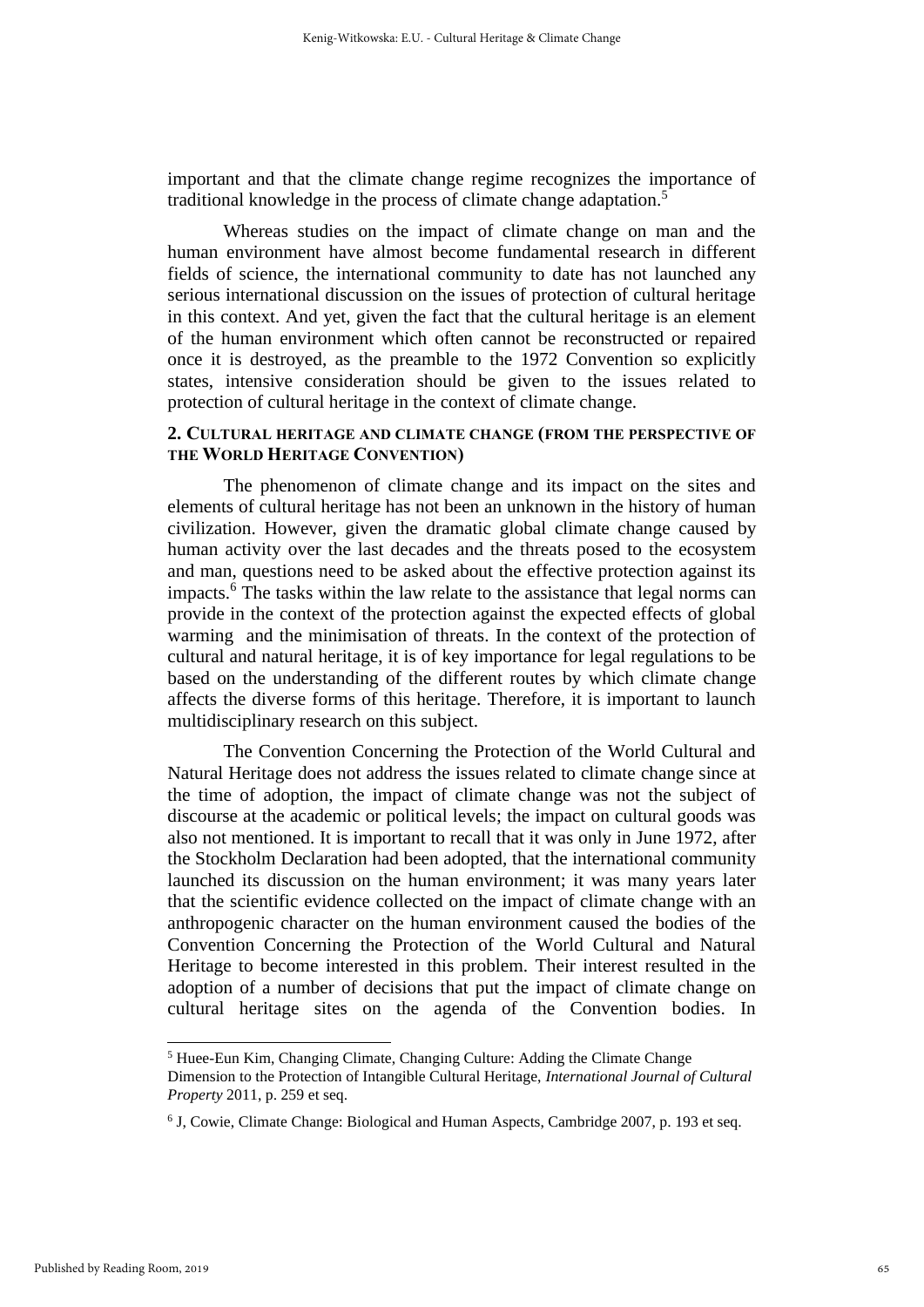important and that the climate change regime recognizes the importance of traditional knowledge in the process of climate change adaptation.[5]

Whereas studies on the impact of climate change on man and the human environment have almost become fundamental research in different fields of science, the international community to date has not launched any serious international discussion on the issues of protection of cultural heritage in this context. And yet, given the fact that the cultural heritage is an element of the human environment which often cannot be reconstructed or repaired once it is destroyed, as the preamble to the 1972 Convention so explicitly states, intensive consideration should be given to the issues related to protection of cultural heritage in the context of climate change.

## 2. Cultural heritage and climate change (from the perspective of the World Heritage Convention)

The phenomenon of climate change and its impact on the sites and elements of cultural heritage has not been an unknown in the history of human civilization. However, given the dramatic global climate change caused by human activity over the last decades and the threats posed to the ecosystem and man, questions need to be asked about the effective protection against its impacts.[6] The tasks within the law relate to the assistance that legal norms can provide in the context of the protection against the expected effects of global warming and the minimisation of threats. In the context of the protection of cultural and natural heritage, it is of key importance for legal regulations to be based on the understanding of the different routes by which climate change affects the diverse forms of this heritage. Therefore, it is important to launch multidisciplinary research on this subject.

The Convention Concerning the Protection of the World Cultural and Natural Heritage does not address the issues related to climate change since at the time of adoption, the impact of climate change was not the subject of discourse at the academic or political levels; the impact on cultural goods was also not mentioned. It is important to recall that it was only in June 1972, after the Stockholm Declaration had been adopted, that the international community launched its discussion on the human environment; it was many years later that the scientific evidence collected on the impact of climate change with an anthropogenic character on the human environment caused the bodies of the Convention Concerning the Protection of the World Cultural and Natural Heritage to become interested in this problem. Their interest resulted in the adoption of a number of decisions that put the impact of climate change on cultural heritage sites on the agenda of the Convention bodies. In

---

[5] Huee-Eun Kim, Changing Climate, Changing Culture: Adding the Climate Change Dimension to the Protection of Intangible Cultural Heritage, *International Journal of Cultural Property* 2011, p. 259 et seq.

[6] J, Cowie, Climate Change: Biological and Human Aspects, Cambridge 2007, p. 193 et seq.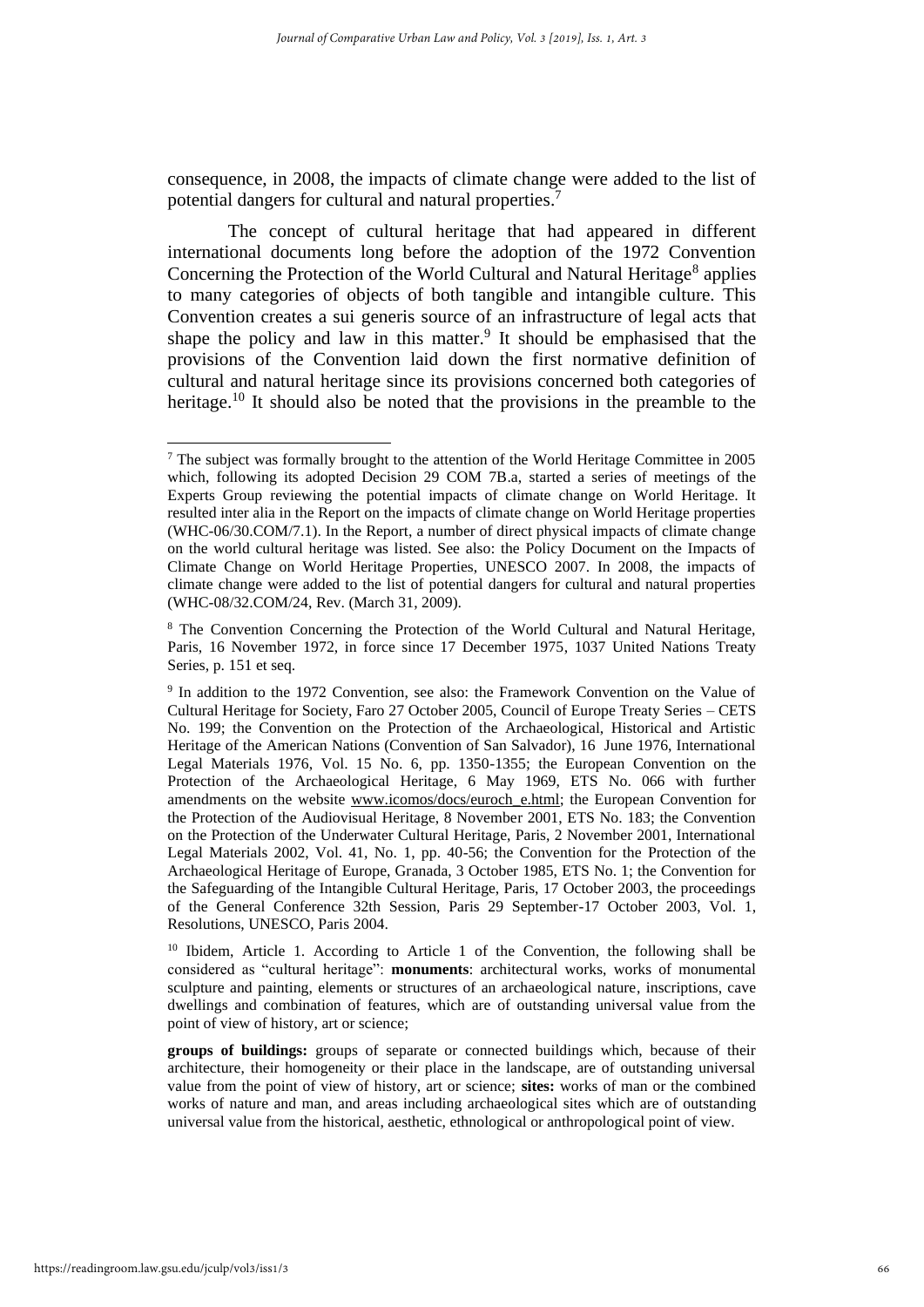consequence, in 2008, the impacts of climate change were added to the list of potential dangers for cultural and natural properties.[7]

The concept of cultural heritage that had appeared in different international documents long before the adoption of the 1972 Convention Concerning the Protection of the World Cultural and Natural Heritage[8] applies to many categories of objects of both tangible and intangible culture. This Convention creates a sui generis source of an infrastructure of legal acts that shape the policy and law in this matter.[9] It should be emphasised that the provisions of the Convention laid down the first normative definition of cultural and natural heritage since its provisions concerned both categories of heritage.[10] It should also be noted that the provisions in the preamble to the

---

[7] The subject was formally brought to the attention of the World Heritage Committee in 2005 which, following its adopted Decision 29 COM 7B.a, started a series of meetings of the Experts Group reviewing the potential impacts of climate change on World Heritage. It resulted inter alia in the Report on the impacts of climate change on World Heritage properties (WHC-06/30.COM/7.1). In the Report, a number of direct physical impacts of climate change on the world cultural heritage was listed. See also: the Policy Document on the Impacts of Climate Change on World Heritage Properties, UNESCO 2007. In 2008, the impacts of climate change were added to the list of potential dangers for cultural and natural properties (WHC-08/32.COM/24, Rev. (March 31, 2009).

[8] The Convention Concerning the Protection of the World Cultural and Natural Heritage, Paris, 16 November 1972, in force since 17 December 1975, 1037 United Nations Treaty Series, p. 151 et seq.

[9] In addition to the 1972 Convention, see also: the Framework Convention on the Value of Cultural Heritage for Society, Faro 27 October 2005, Council of Europe Treaty Series – CETS No. 199; the Convention on the Protection of the Archaeological, Historical and Artistic Heritage of the American Nations (Convention of San Salvador), 16 June 1976, International Legal Materials 1976, Vol. 15 No. 6, pp. 1350-1355; the European Convention on the Protection of the Archaeological Heritage, 6 May 1969, ETS No. 066 with further amendments on the website www.icomos/docs/euroch_e.html; the European Convention for the Protection of the Audiovisual Heritage, 8 November 2001, ETS No. 183; the Convention on the Protection of the Underwater Cultural Heritage, Paris, 2 November 2001, International Legal Materials 2002, Vol. 41, No. 1, pp. 40-56; the Convention for the Protection of the Archaeological Heritage of Europe, Granada, 3 October 1985, ETS No. 1; the Convention for the Safeguarding of the Intangible Cultural Heritage, Paris, 17 October 2003, the proceedings of the General Conference 32th Session, Paris 29 September-17 October 2003, Vol. 1, Resolutions, UNESCO, Paris 2004.

[10] Ibidem, Article 1. According to Article 1 of the Convention, the following shall be considered as "cultural heritage": **monuments**: architectural works, works of monumental sculpture and painting, elements or structures of an archaeological nature, inscriptions, cave dwellings and combination of features, which are of outstanding universal value from the point of view of history, art or science;

**groups of buildings:** groups of separate or connected buildings which, because of their architecture, their homogeneity or their place in the landscape, are of outstanding universal value from the point of view of history, art or science; **sites:** works of man or the combined works of nature and man, and areas including archaeological sites which are of outstanding universal value from the historical, aesthetic, ethnological or anthropological point of view.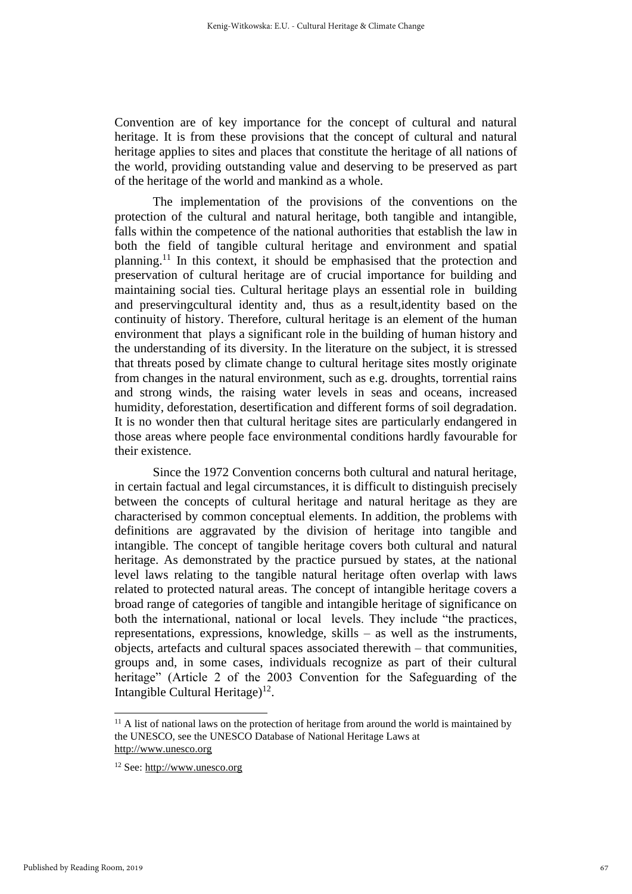Convention are of key importance for the concept of cultural and natural heritage. It is from these provisions that the concept of cultural and natural heritage applies to sites and places that constitute the heritage of all nations of the world, providing outstanding value and deserving to be preserved as part of the heritage of the world and mankind as a whole.

The implementation of the provisions of the conventions on the protection of the cultural and natural heritage, both tangible and intangible, falls within the competence of the national authorities that establish the law in both the field of tangible cultural heritage and environment and spatial planning.[11] In this context, it should be emphasised that the protection and preservation of cultural heritage are of crucial importance for building and maintaining social ties. Cultural heritage plays an essential role in building and preservingcultural identity and, thus as a result,identity based on the continuity of history. Therefore, cultural heritage is an element of the human environment that plays a significant role in the building of human history and the understanding of its diversity. In the literature on the subject, it is stressed that threats posed by climate change to cultural heritage sites mostly originate from changes in the natural environment, such as e.g. droughts, torrential rains and strong winds, the raising water levels in seas and oceans, increased humidity, deforestation, desertification and different forms of soil degradation. It is no wonder then that cultural heritage sites are particularly endangered in those areas where people face environmental conditions hardly favourable for their existence.

Since the 1972 Convention concerns both cultural and natural heritage, in certain factual and legal circumstances, it is difficult to distinguish precisely between the concepts of cultural heritage and natural heritage as they are characterised by common conceptual elements. In addition, the problems with definitions are aggravated by the division of heritage into tangible and intangible. The concept of tangible heritage covers both cultural and natural heritage. As demonstrated by the practice pursued by states, at the national level laws relating to the tangible natural heritage often overlap with laws related to protected natural areas. The concept of intangible heritage covers a broad range of categories of tangible and intangible heritage of significance on both the international, national or local levels. They include "the practices, representations, expressions, knowledge, skills – as well as the instruments, objects, artefacts and cultural spaces associated therewith – that communities, groups and, in some cases, individuals recognize as part of their cultural heritage" (Article 2 of the 2003 Convention for the Safeguarding of the Intangible Cultural Heritage)[12].

---

[11] A list of national laws on the protection of heritage from around the world is maintained by the UNESCO, see the UNESCO Database of National Heritage Laws at http://www.unesco.org

[12] See: http://www.unesco.org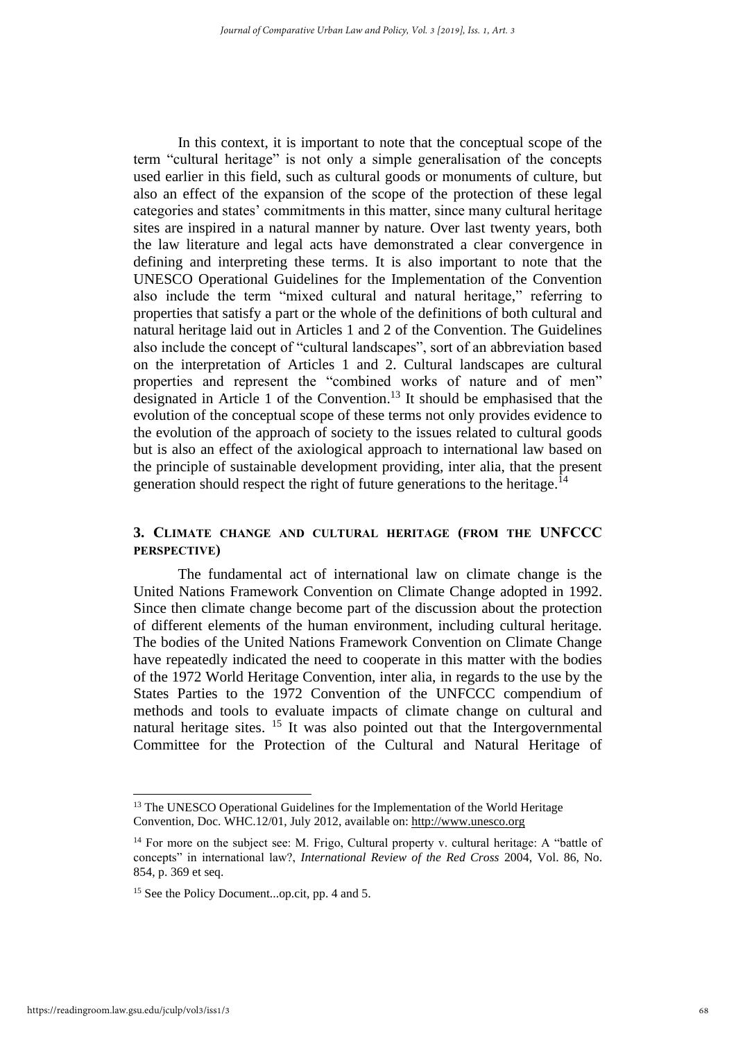In this context, it is important to note that the conceptual scope of the term "cultural heritage" is not only a simple generalisation of the concepts used earlier in this field, such as cultural goods or monuments of culture, but also an effect of the expansion of the scope of the protection of these legal categories and states' commitments in this matter, since many cultural heritage sites are inspired in a natural manner by nature. Over last twenty years, both the law literature and legal acts have demonstrated a clear convergence in defining and interpreting these terms. It is also important to note that the UNESCO Operational Guidelines for the Implementation of the Convention also include the term "mixed cultural and natural heritage," referring to properties that satisfy a part or the whole of the definitions of both cultural and natural heritage laid out in Articles 1 and 2 of the Convention. The Guidelines also include the concept of "cultural landscapes", sort of an abbreviation based on the interpretation of Articles 1 and 2. Cultural landscapes are cultural properties and represent the "combined works of nature and of men" designated in Article 1 of the Convention.[13] It should be emphasised that the evolution of the conceptual scope of these terms not only provides evidence to the evolution of the approach of society to the issues related to cultural goods but is also an effect of the axiological approach to international law based on the principle of sustainable development providing, inter alia, that the present generation should respect the right of future generations to the heritage.[14]

## 3. Climate change and cultural heritage (from the UNFCCC perspective)

The fundamental act of international law on climate change is the United Nations Framework Convention on Climate Change adopted in 1992. Since then climate change become part of the discussion about the protection of different elements of the human environment, including cultural heritage. The bodies of the United Nations Framework Convention on Climate Change have repeatedly indicated the need to cooperate in this matter with the bodies of the 1972 World Heritage Convention, inter alia, in regards to the use by the States Parties to the 1972 Convention of the UNFCCC compendium of methods and tools to evaluate impacts of climate change on cultural and natural heritage sites. [15] It was also pointed out that the Intergovernmental Committee for the Protection of the Cultural and Natural Heritage of

---

[13] The UNESCO Operational Guidelines for the Implementation of the World Heritage Convention, Doc. WHC.12/01, July 2012, available on: http://www.unesco.org

[14] For more on the subject see: M. Frigo, Cultural property v. cultural heritage: A "battle of concepts" in international law?, *International Review of the Red Cross* 2004, Vol. 86, No. 854, p. 369 et seq.

[15] See the Policy Document...op.cit, pp. 4 and 5.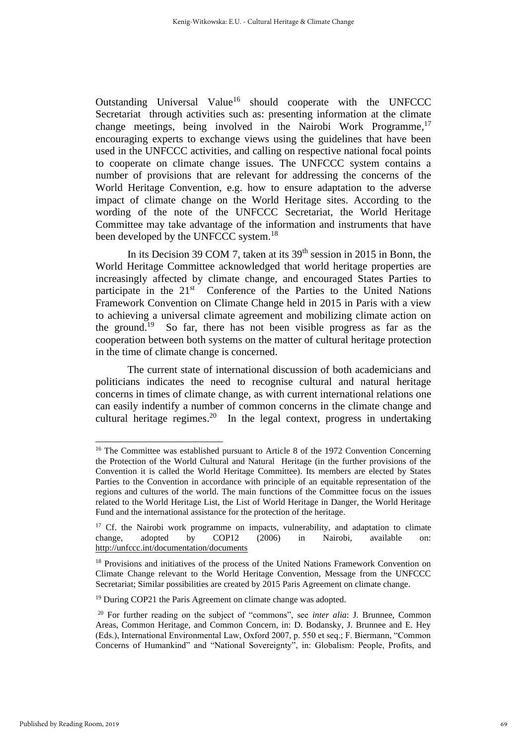Outstanding Universal Value[16] should cooperate with the UNFCCC Secretariat through activities such as: presenting information at the climate change meetings, being involved in the Nairobi Work Programme,[17] encouraging experts to exchange views using the guidelines that have been used in the UNFCCC activities, and calling on respective national focal points to cooperate on climate change issues. The UNFCCC system contains a number of provisions that are relevant for addressing the concerns of the World Heritage Convention, e.g. how to ensure adaptation to the adverse impact of climate change on the World Heritage sites. According to the wording of the note of the UNFCCC Secretariat, the World Heritage Committee may take advantage of the information and instruments that have been developed by the UNFCCC system.[18]

In its Decision 39 COM 7, taken at its 39th session in 2015 in Bonn, the World Heritage Committee acknowledged that world heritage properties are increasingly affected by climate change, and encouraged States Parties to participate in the 21st Conference of the Parties to the United Nations Framework Convention on Climate Change held in 2015 in Paris with a view to achieving a universal climate agreement and mobilizing climate action on the ground.[19] So far, there has not been visible progress as far as the cooperation between both systems on the matter of cultural heritage protection in the time of climate change is concerned.

The current state of international discussion of both academicians and politicians indicates the need to recognise cultural and natural heritage concerns in times of climate change, as with current international relations one can easily indentify a number of common concerns in the climate change and cultural heritage regimes.[20] In the legal context, progress in undertaking

---

[16] The Committee was established pursuant to Article 8 of the 1972 Convention Concerning the Protection of the World Cultural and Natural Heritage (in the further provisions of the Convention it is called the World Heritage Committee). Its members are elected by States Parties to the Convention in accordance with principle of an equitable representation of the regions and cultures of the world. The main functions of the Committee focus on the issues related to the World Heritage List, the List of World Heritage in Danger, the World Heritage Fund and the international assistance for the protection of the heritage.

[17] Cf. the Nairobi work programme on impacts, vulnerability, and adaptation to climate change, adopted by COP12 (2006) in Nairobi, available on: http://unfccc.int/documentation/documents

[18] Provisions and initiatives of the process of the United Nations Framework Convention on Climate Change relevant to the World Heritage Convention, Message from the UNFCCC Secretariat; Similar possibilities are created by 2015 Paris Agreement on climate change.

[19] During COP21 the Paris Agreement on climate change was adopted.

[20] For further reading on the subject of "commons", see *inter alia*: J. Brunnee, Common Areas, Common Heritage, and Common Concern, in: D. Bodansky, J. Brunnee and E. Hey (Eds.), International Environmental Law, Oxford 2007, p. 550 et seq.; F. Biermann, "Common Concerns of Humankind" and "National Sovereignty", in: Globalism: People, Profits, and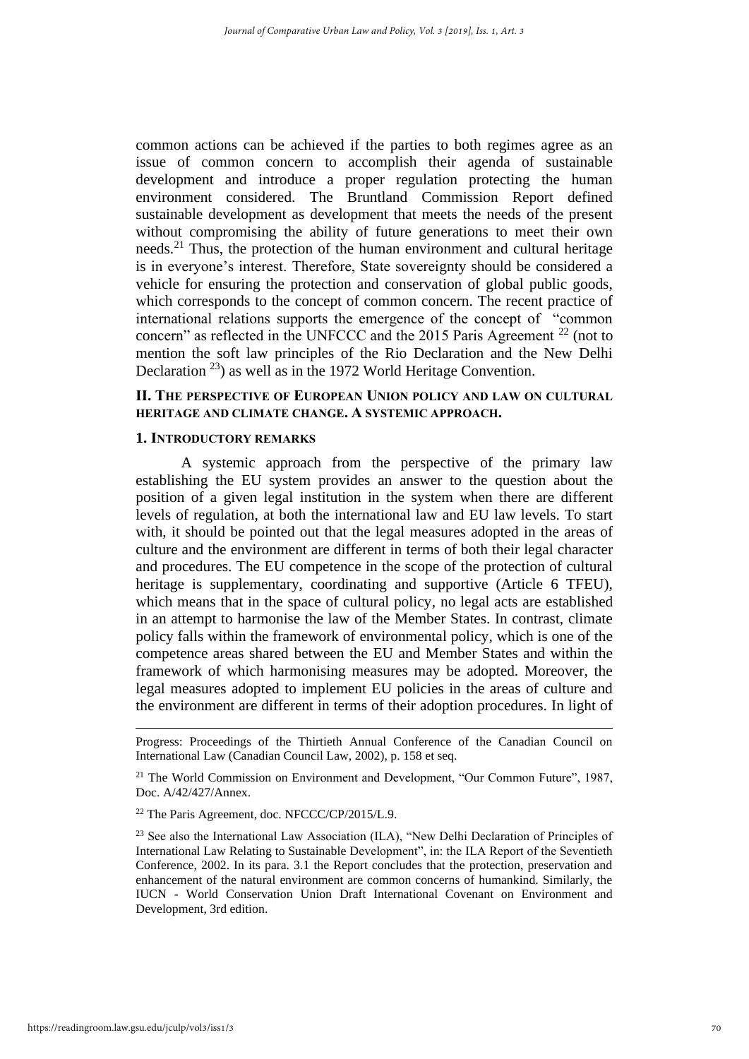common actions can be achieved if the parties to both regimes agree as an issue of common concern to accomplish their agenda of sustainable development and introduce a proper regulation protecting the human environment considered. The Bruntland Commission Report defined sustainable development as development that meets the needs of the present without compromising the ability of future generations to meet their own needs.[21] Thus, the protection of the human environment and cultural heritage is in everyone's interest. Therefore, State sovereignty should be considered a vehicle for ensuring the protection and conservation of global public goods, which corresponds to the concept of common concern. The recent practice of international relations supports the emergence of the concept of "common concern" as reflected in the UNFCCC and the 2015 Paris Agreement [22] (not to mention the soft law principles of the Rio Declaration and the New Delhi Declaration [23]) as well as in the 1972 World Heritage Convention.

## II. The perspective of European Union policy and law on cultural heritage and climate change. A systemic approach.

### 1. Introductory remarks

A systemic approach from the perspective of the primary law establishing the EU system provides an answer to the question about the position of a given legal institution in the system when there are different levels of regulation, at both the international law and EU law levels. To start with, it should be pointed out that the legal measures adopted in the areas of culture and the environment are different in terms of both their legal character and procedures. The EU competence in the scope of the protection of cultural heritage is supplementary, coordinating and supportive (Article 6 TFEU), which means that in the space of cultural policy, no legal acts are established in an attempt to harmonise the law of the Member States. In contrast, climate policy falls within the framework of environmental policy, which is one of the competence areas shared between the EU and Member States and within the framework of which harmonising measures may be adopted. Moreover, the legal measures adopted to implement EU policies in the areas of culture and the environment are different in terms of their adoption procedures. In light of

---

Progress: Proceedings of the Thirtieth Annual Conference of the Canadian Council on International Law (Canadian Council Law, 2002), p. 158 et seq.

[21] The World Commission on Environment and Development, "Our Common Future", 1987, Doc. A/42/427/Annex.

[22] The Paris Agreement, doc. NFCCC/CP/2015/L.9.

[23] See also the International Law Association (ILA), "New Delhi Declaration of Principles of International Law Relating to Sustainable Development", in: the ILA Report of the Seventieth Conference, 2002. In its para. 3.1 the Report concludes that the protection, preservation and enhancement of the natural environment are common concerns of humankind. Similarly, the IUCN - World Conservation Union Draft International Covenant on Environment and Development, 3rd edition.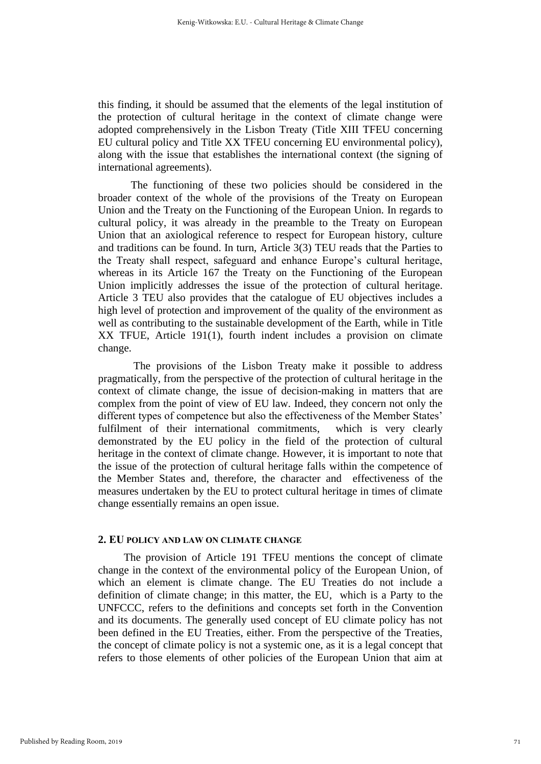this finding, it should be assumed that the elements of the legal institution of the protection of cultural heritage in the context of climate change were adopted comprehensively in the Lisbon Treaty (Title XIII TFEU concerning EU cultural policy and Title XX TFEU concerning EU environmental policy), along with the issue that establishes the international context (the signing of international agreements).

The functioning of these two policies should be considered in the broader context of the whole of the provisions of the Treaty on European Union and the Treaty on the Functioning of the European Union. In regards to cultural policy, it was already in the preamble to the Treaty on European Union that an axiological reference to respect for European history, culture and traditions can be found. In turn, Article 3(3) TEU reads that the Parties to the Treaty shall respect, safeguard and enhance Europe's cultural heritage, whereas in its Article 167 the Treaty on the Functioning of the European Union implicitly addresses the issue of the protection of cultural heritage. Article 3 TEU also provides that the catalogue of EU objectives includes a high level of protection and improvement of the quality of the environment as well as contributing to the sustainable development of the Earth, while in Title XX TFUE, Article 191(1), fourth indent includes a provision on climate change.

The provisions of the Lisbon Treaty make it possible to address pragmatically, from the perspective of the protection of cultural heritage in the context of climate change, the issue of decision-making in matters that are complex from the point of view of EU law. Indeed, they concern not only the different types of competence but also the effectiveness of the Member States' fulfilment of their international commitments, which is very clearly demonstrated by the EU policy in the field of the protection of cultural heritage in the context of climate change. However, it is important to note that the issue of the protection of cultural heritage falls within the competence of the Member States and, therefore, the character and effectiveness of the measures undertaken by the EU to protect cultural heritage in times of climate change essentially remains an open issue.

## 2. EU POLICY AND LAW ON CLIMATE CHANGE

The provision of Article 191 TFEU mentions the concept of climate change in the context of the environmental policy of the European Union, of which an element is climate change. The EU Treaties do not include a definition of climate change; in this matter, the EU, which is a Party to the UNFCCC, refers to the definitions and concepts set forth in the Convention and its documents. The generally used concept of EU climate policy has not been defined in the EU Treaties, either. From the perspective of the Treaties, the concept of climate policy is not a systemic one, as it is a legal concept that refers to those elements of other policies of the European Union that aim at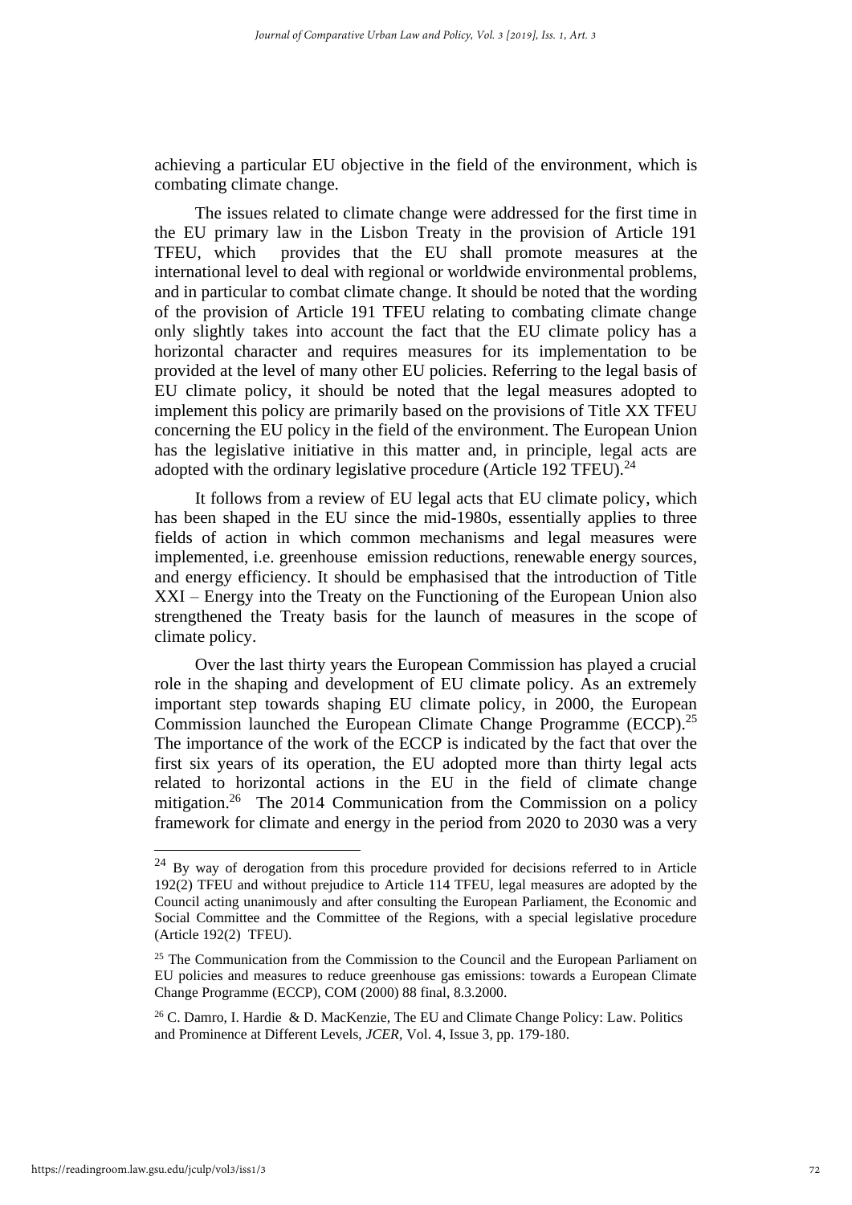achieving a particular EU objective in the field of the environment, which is combating climate change.

The issues related to climate change were addressed for the first time in the EU primary law in the Lisbon Treaty in the provision of Article 191 TFEU, which provides that the EU shall promote measures at the international level to deal with regional or worldwide environmental problems, and in particular to combat climate change. It should be noted that the wording of the provision of Article 191 TFEU relating to combating climate change only slightly takes into account the fact that the EU climate policy has a horizontal character and requires measures for its implementation to be provided at the level of many other EU policies. Referring to the legal basis of EU climate policy, it should be noted that the legal measures adopted to implement this policy are primarily based on the provisions of Title XX TFEU concerning the EU policy in the field of the environment. The European Union has the legislative initiative in this matter and, in principle, legal acts are adopted with the ordinary legislative procedure (Article 192 TFEU).[24]

It follows from a review of EU legal acts that EU climate policy, which has been shaped in the EU since the mid-1980s, essentially applies to three fields of action in which common mechanisms and legal measures were implemented, i.e. greenhouse emission reductions, renewable energy sources, and energy efficiency. It should be emphasised that the introduction of Title XXI – Energy into the Treaty on the Functioning of the European Union also strengthened the Treaty basis for the launch of measures in the scope of climate policy.

Over the last thirty years the European Commission has played a crucial role in the shaping and development of EU climate policy. As an extremely important step towards shaping EU climate policy, in 2000, the European Commission launched the European Climate Change Programme (ECCP).[25] The importance of the work of the ECCP is indicated by the fact that over the first six years of its operation, the EU adopted more than thirty legal acts related to horizontal actions in the EU in the field of climate change mitigation.[26] The 2014 Communication from the Commission on a policy framework for climate and energy in the period from 2020 to 2030 was a very

---

[24] By way of derogation from this procedure provided for decisions referred to in Article 192(2) TFEU and without prejudice to Article 114 TFEU, legal measures are adopted by the Council acting unanimously and after consulting the European Parliament, the Economic and Social Committee and the Committee of the Regions, with a special legislative procedure (Article 192(2) TFEU).

[25] The Communication from the Commission to the Council and the European Parliament on EU policies and measures to reduce greenhouse gas emissions: towards a European Climate Change Programme (ECCP), COM (2000) 88 final, 8.3.2000.

[26] C. Damro, I. Hardie & D. MacKenzie, The EU and Climate Change Policy: Law. Politics and Prominence at Different Levels, *JCER*, Vol. 4, Issue 3, pp. 179-180.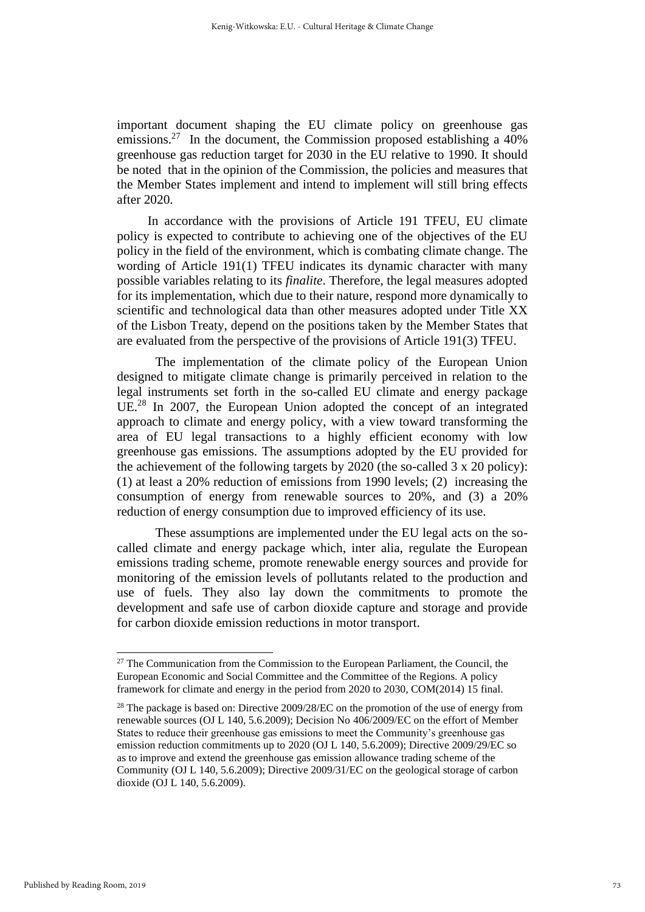important document shaping the EU climate policy on greenhouse gas emissions.[27] In the document, the Commission proposed establishing a 40% greenhouse gas reduction target for 2030 in the EU relative to 1990. It should be noted that in the opinion of the Commission, the policies and measures that the Member States implement and intend to implement will still bring effects after 2020.

In accordance with the provisions of Article 191 TFEU, EU climate policy is expected to contribute to achieving one of the objectives of the EU policy in the field of the environment, which is combating climate change. The wording of Article 191(1) TFEU indicates its dynamic character with many possible variables relating to its *finalite*. Therefore, the legal measures adopted for its implementation, which due to their nature, respond more dynamically to scientific and technological data than other measures adopted under Title XX of the Lisbon Treaty, depend on the positions taken by the Member States that are evaluated from the perspective of the provisions of Article 191(3) TFEU.

The implementation of the climate policy of the European Union designed to mitigate climate change is primarily perceived in relation to the legal instruments set forth in the so-called EU climate and energy package UE.[28] In 2007, the European Union adopted the concept of an integrated approach to climate and energy policy, with a view toward transforming the area of EU legal transactions to a highly efficient economy with low greenhouse gas emissions. The assumptions adopted by the EU provided for the achievement of the following targets by 2020 (the so-called 3 x 20 policy): (1) at least a 20% reduction of emissions from 1990 levels; (2) increasing the consumption of energy from renewable sources to 20%, and (3) a 20% reduction of energy consumption due to improved efficiency of its use.

These assumptions are implemented under the EU legal acts on the so-called climate and energy package which, inter alia, regulate the European emissions trading scheme, promote renewable energy sources and provide for monitoring of the emission levels of pollutants related to the production and use of fuels. They also lay down the commitments to promote the development and safe use of carbon dioxide capture and storage and provide for carbon dioxide emission reductions in motor transport.

---

[27] The Communication from the Commission to the European Parliament, the Council, the European Economic and Social Committee and the Committee of the Regions. A policy framework for climate and energy in the period from 2020 to 2030, COM(2014) 15 final.

[28] The package is based on: Directive 2009/28/EC on the promotion of the use of energy from renewable sources (OJ L 140, 5.6.2009); Decision No 406/2009/EC on the effort of Member States to reduce their greenhouse gas emissions to meet the Community's greenhouse gas emission reduction commitments up to 2020 (OJ L 140, 5.6.2009); Directive 2009/29/EC so as to improve and extend the greenhouse gas emission allowance trading scheme of the Community (OJ L 140, 5.6.2009); Directive 2009/31/EC on the geological storage of carbon dioxide (OJ L 140, 5.6.2009).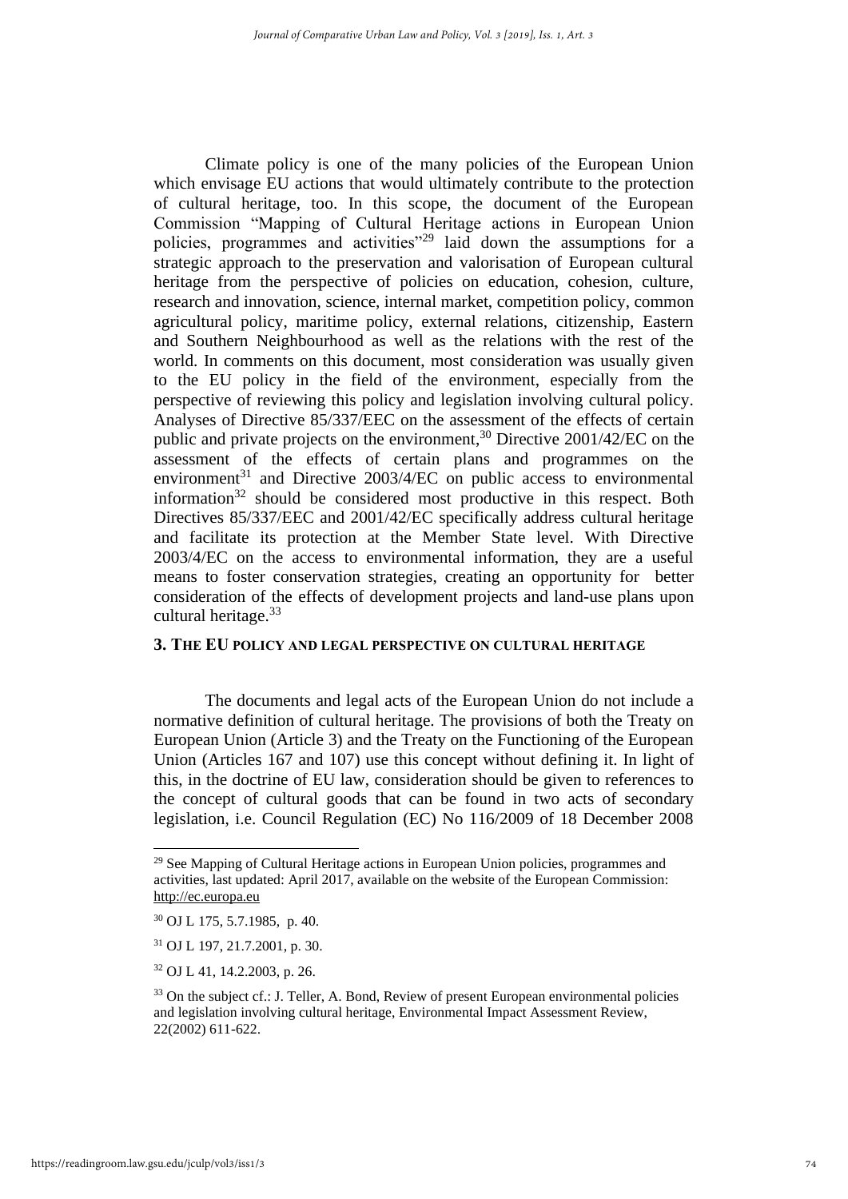Climate policy is one of the many policies of the European Union which envisage EU actions that would ultimately contribute to the protection of cultural heritage, too. In this scope, the document of the European Commission "Mapping of Cultural Heritage actions in European Union policies, programmes and activities"[29] laid down the assumptions for a strategic approach to the preservation and valorisation of European cultural heritage from the perspective of policies on education, cohesion, culture, research and innovation, science, internal market, competition policy, common agricultural policy, maritime policy, external relations, citizenship, Eastern and Southern Neighbourhood as well as the relations with the rest of the world. In comments on this document, most consideration was usually given to the EU policy in the field of the environment, especially from the perspective of reviewing this policy and legislation involving cultural policy. Analyses of Directive 85/337/EEC on the assessment of the effects of certain public and private projects on the environment,[30] Directive 2001/42/EC on the assessment of the effects of certain plans and programmes on the environment[31] and Directive 2003/4/EC on public access to environmental information[32] should be considered most productive in this respect. Both Directives 85/337/EEC and 2001/42/EC specifically address cultural heritage and facilitate its protection at the Member State level. With Directive 2003/4/EC on the access to environmental information, they are a useful means to foster conservation strategies, creating an opportunity for better consideration of the effects of development projects and land-use plans upon cultural heritage.[33]

## 3. The EU policy and legal perspective on cultural heritage

The documents and legal acts of the European Union do not include a normative definition of cultural heritage. The provisions of both the Treaty on European Union (Article 3) and the Treaty on the Functioning of the European Union (Articles 167 and 107) use this concept without defining it. In light of this, in the doctrine of EU law, consideration should be given to references to the concept of cultural goods that can be found in two acts of secondary legislation, i.e. Council Regulation (EC) No 116/2009 of 18 December 2008

---

[29] See Mapping of Cultural Heritage actions in European Union policies, programmes and activities, last updated: April 2017, available on the website of the European Commission: http://ec.europa.eu

[30] OJ L 175, 5.7.1985, p. 40.

[31] OJ L 197, 21.7.2001, p. 30.

[32] OJ L 41, 14.2.2003, p. 26.

[33] On the subject cf.: J. Teller, A. Bond, Review of present European environmental policies and legislation involving cultural heritage, Environmental Impact Assessment Review, 22(2002) 611-622.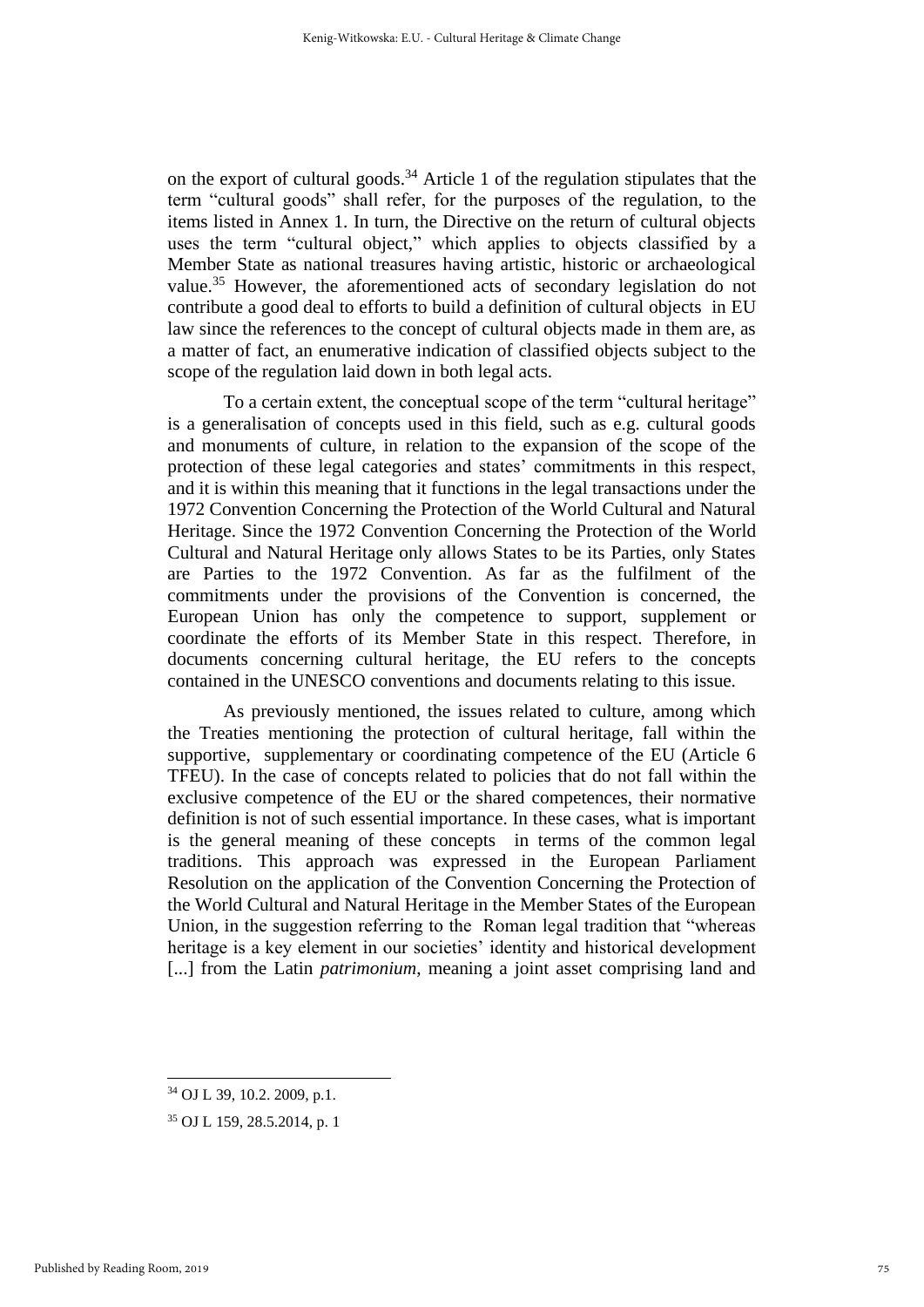on the export of cultural goods.[34] Article 1 of the regulation stipulates that the term "cultural goods" shall refer, for the purposes of the regulation, to the items listed in Annex 1. In turn, the Directive on the return of cultural objects uses the term "cultural object," which applies to objects classified by a Member State as national treasures having artistic, historic or archaeological value.[35] However, the aforementioned acts of secondary legislation do not contribute a good deal to efforts to build a definition of cultural objects in EU law since the references to the concept of cultural objects made in them are, as a matter of fact, an enumerative indication of classified objects subject to the scope of the regulation laid down in both legal acts.

To a certain extent, the conceptual scope of the term "cultural heritage" is a generalisation of concepts used in this field, such as e.g. cultural goods and monuments of culture, in relation to the expansion of the scope of the protection of these legal categories and states' commitments in this respect, and it is within this meaning that it functions in the legal transactions under the 1972 Convention Concerning the Protection of the World Cultural and Natural Heritage. Since the 1972 Convention Concerning the Protection of the World Cultural and Natural Heritage only allows States to be its Parties, only States are Parties to the 1972 Convention. As far as the fulfilment of the commitments under the provisions of the Convention is concerned, the European Union has only the competence to support, supplement or coordinate the efforts of its Member State in this respect. Therefore, in documents concerning cultural heritage, the EU refers to the concepts contained in the UNESCO conventions and documents relating to this issue.

As previously mentioned, the issues related to culture, among which the Treaties mentioning the protection of cultural heritage, fall within the supportive, supplementary or coordinating competence of the EU (Article 6 TFEU). In the case of concepts related to policies that do not fall within the exclusive competence of the EU or the shared competences, their normative definition is not of such essential importance. In these cases, what is important is the general meaning of these concepts in terms of the common legal traditions. This approach was expressed in the European Parliament Resolution on the application of the Convention Concerning the Protection of the World Cultural and Natural Heritage in the Member States of the European Union, in the suggestion referring to the Roman legal tradition that "whereas heritage is a key element in our societies' identity and historical development [...] from the Latin *patrimonium*, meaning a joint asset comprising land and

---

[34] OJ L 39, 10.2. 2009, p.1.

[35] OJ L 159, 28.5.2014, p. 1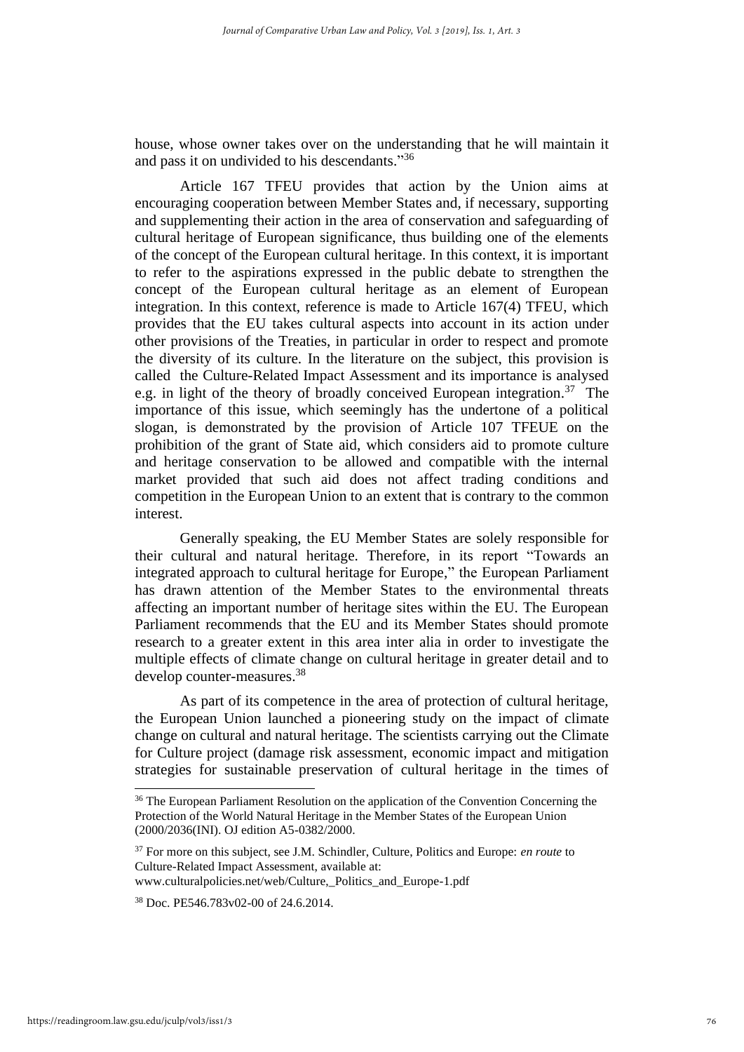house, whose owner takes over on the understanding that he will maintain it and pass it on undivided to his descendants."[36]

Article 167 TFEU provides that action by the Union aims at encouraging cooperation between Member States and, if necessary, supporting and supplementing their action in the area of conservation and safeguarding of cultural heritage of European significance, thus building one of the elements of the concept of the European cultural heritage. In this context, it is important to refer to the aspirations expressed in the public debate to strengthen the concept of the European cultural heritage as an element of European integration. In this context, reference is made to Article 167(4) TFEU, which provides that the EU takes cultural aspects into account in its action under other provisions of the Treaties, in particular in order to respect and promote the diversity of its culture. In the literature on the subject, this provision is called the Culture-Related Impact Assessment and its importance is analysed e.g. in light of the theory of broadly conceived European integration.[37] The importance of this issue, which seemingly has the undertone of a political slogan, is demonstrated by the provision of Article 107 TFEUE on the prohibition of the grant of State aid, which considers aid to promote culture and heritage conservation to be allowed and compatible with the internal market provided that such aid does not affect trading conditions and competition in the European Union to an extent that is contrary to the common interest.

Generally speaking, the EU Member States are solely responsible for their cultural and natural heritage. Therefore, in its report "Towards an integrated approach to cultural heritage for Europe," the European Parliament has drawn attention of the Member States to the environmental threats affecting an important number of heritage sites within the EU. The European Parliament recommends that the EU and its Member States should promote research to a greater extent in this area inter alia in order to investigate the multiple effects of climate change on cultural heritage in greater detail and to develop counter-measures.[38]

As part of its competence in the area of protection of cultural heritage, the European Union launched a pioneering study on the impact of climate change on cultural and natural heritage. The scientists carrying out the Climate for Culture project (damage risk assessment, economic impact and mitigation strategies for sustainable preservation of cultural heritage in the times of

---

[36] The European Parliament Resolution on the application of the Convention Concerning the Protection of the World Natural Heritage in the Member States of the European Union (2000/2036(INI). OJ edition A5-0382/2000.

[37] For more on this subject, see J.M. Schindler, Culture, Politics and Europe: *en route* to Culture-Related Impact Assessment, available at: www.culturalpolicies.net/web/Culture,_Politics_and_Europe-1.pdf

[38] Doc. PE546.783v02-00 of 24.6.2014.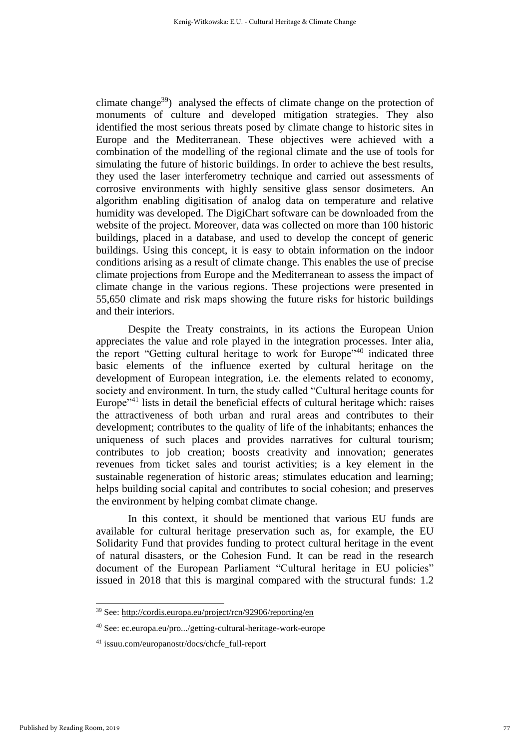climate change[39]) analysed the effects of climate change on the protection of monuments of culture and developed mitigation strategies. They also identified the most serious threats posed by climate change to historic sites in Europe and the Mediterranean. These objectives were achieved with a combination of the modelling of the regional climate and the use of tools for simulating the future of historic buildings. In order to achieve the best results, they used the laser interferometry technique and carried out assessments of corrosive environments with highly sensitive glass sensor dosimeters. An algorithm enabling digitisation of analog data on temperature and relative humidity was developed. The DigiChart software can be downloaded from the website of the project. Moreover, data was collected on more than 100 historic buildings, placed in a database, and used to develop the concept of generic buildings. Using this concept, it is easy to obtain information on the indoor conditions arising as a result of climate change. This enables the use of precise climate projections from Europe and the Mediterranean to assess the impact of climate change in the various regions. These projections were presented in 55,650 climate and risk maps showing the future risks for historic buildings and their interiors.

Despite the Treaty constraints, in its actions the European Union appreciates the value and role played in the integration processes. Inter alia, the report "Getting cultural heritage to work for Europe"[40] indicated three basic elements of the influence exerted by cultural heritage on the development of European integration, i.e. the elements related to economy, society and environment. In turn, the study called "Cultural heritage counts for Europe"[41] lists in detail the beneficial effects of cultural heritage which: raises the attractiveness of both urban and rural areas and contributes to their development; contributes to the quality of life of the inhabitants; enhances the uniqueness of such places and provides narratives for cultural tourism; contributes to job creation; boosts creativity and innovation; generates revenues from ticket sales and tourist activities; is a key element in the sustainable regeneration of historic areas; stimulates education and learning; helps building social capital and contributes to social cohesion; and preserves the environment by helping combat climate change.

In this context, it should be mentioned that various EU funds are available for cultural heritage preservation such as, for example, the EU Solidarity Fund that provides funding to protect cultural heritage in the event of natural disasters, or the Cohesion Fund. It can be read in the research document of the European Parliament "Cultural heritage in EU policies" issued in 2018 that this is marginal compared with the structural funds: 1.2

---

[39] See: http://cordis.europa.eu/project/rcn/92906/reporting/en

[40] See: ec.europa.eu/pro.../getting-cultural-heritage-work-europe

[41] issuu.com/europanostr/docs/chcfe_full-report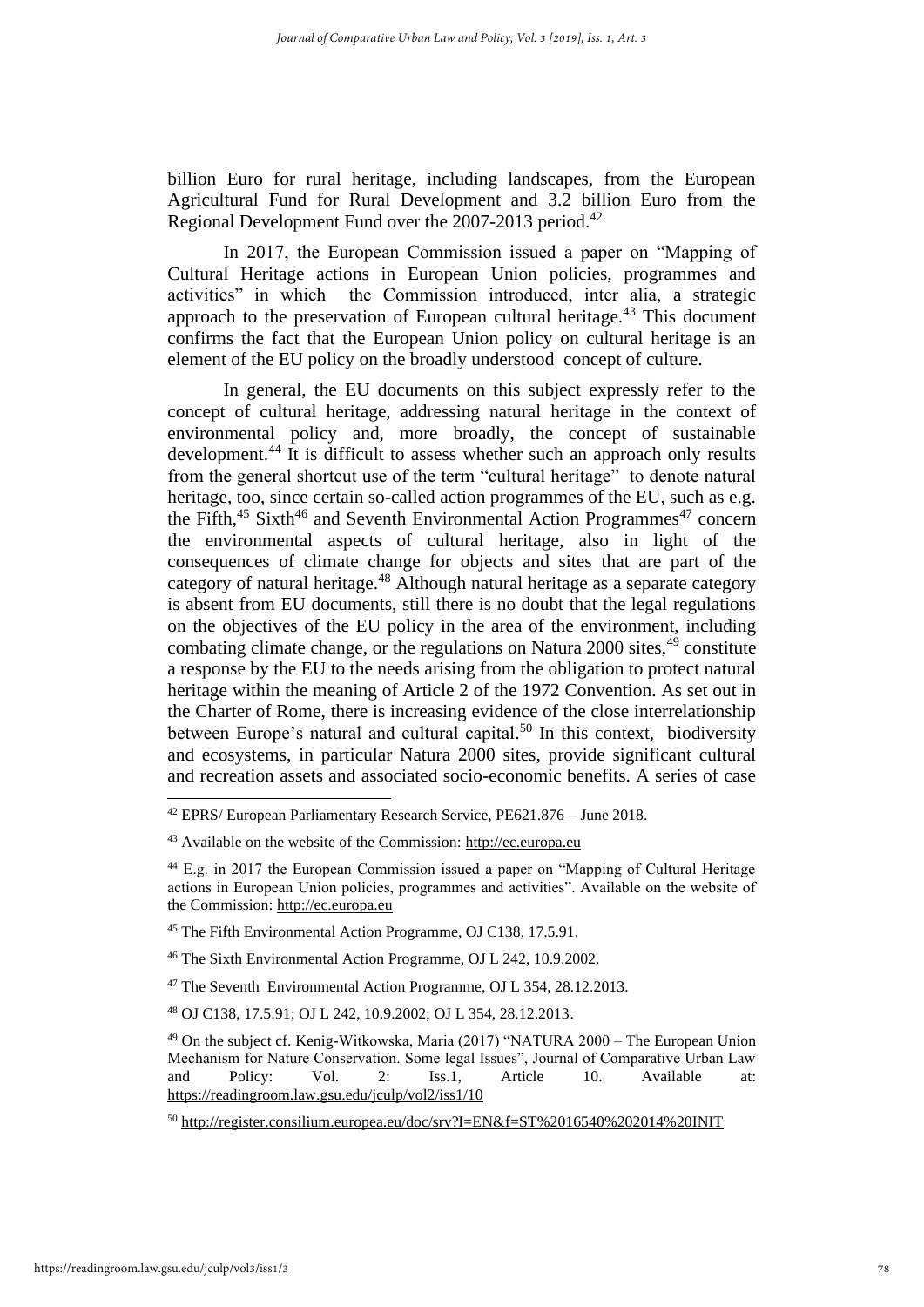billion Euro for rural heritage, including landscapes, from the European Agricultural Fund for Rural Development and 3.2 billion Euro from the Regional Development Fund over the 2007-2013 period.[42]

In 2017, the European Commission issued a paper on "Mapping of Cultural Heritage actions in European Union policies, programmes and activities" in which the Commission introduced, inter alia, a strategic approach to the preservation of European cultural heritage.[43] This document confirms the fact that the European Union policy on cultural heritage is an element of the EU policy on the broadly understood concept of culture.

In general, the EU documents on this subject expressly refer to the concept of cultural heritage, addressing natural heritage in the context of environmental policy and, more broadly, the concept of sustainable development.[44] It is difficult to assess whether such an approach only results from the general shortcut use of the term "cultural heritage" to denote natural heritage, too, since certain so-called action programmes of the EU, such as e.g. the Fifth,[45] Sixth[46] and Seventh Environmental Action Programmes[47] concern the environmental aspects of cultural heritage, also in light of the consequences of climate change for objects and sites that are part of the category of natural heritage.[48] Although natural heritage as a separate category is absent from EU documents, still there is no doubt that the legal regulations on the objectives of the EU policy in the area of the environment, including combating climate change, or the regulations on Natura 2000 sites,[49] constitute a response by the EU to the needs arising from the obligation to protect natural heritage within the meaning of Article 2 of the 1972 Convention. As set out in the Charter of Rome, there is increasing evidence of the close interrelationship between Europe's natural and cultural capital.[50] In this context, biodiversity and ecosystems, in particular Natura 2000 sites, provide significant cultural and recreation assets and associated socio-economic benefits. A series of case

---

[42] EPRS/ European Parliamentary Research Service, PE621.876 – June 2018.

[43] Available on the website of the Commission: http://ec.europa.eu

[44] E.g. in 2017 the European Commission issued a paper on "Mapping of Cultural Heritage actions in European Union policies, programmes and activities". Available on the website of the Commission: http://ec.europa.eu

[45] The Fifth Environmental Action Programme, OJ C138, 17.5.91.

[46] The Sixth Environmental Action Programme, OJ L 242, 10.9.2002.

[47] The Seventh Environmental Action Programme, OJ L 354, 28.12.2013.

[48] OJ C138, 17.5.91; OJ L 242, 10.9.2002; OJ L 354, 28.12.2013.

[49] On the subject cf. Kenig-Witkowska, Maria (2017) "NATURA 2000 – The European Union Mechanism for Nature Conservation. Some legal Issues", Journal of Comparative Urban Law and Policy: Vol. 2: Iss.1, Article 10. Available at: https://readingroom.law.gsu.edu/jculp/vol2/iss1/10

[50] http://register.consilium.europa.eu/doc/srv?l=EN&f=ST%2016540%202014%20INIT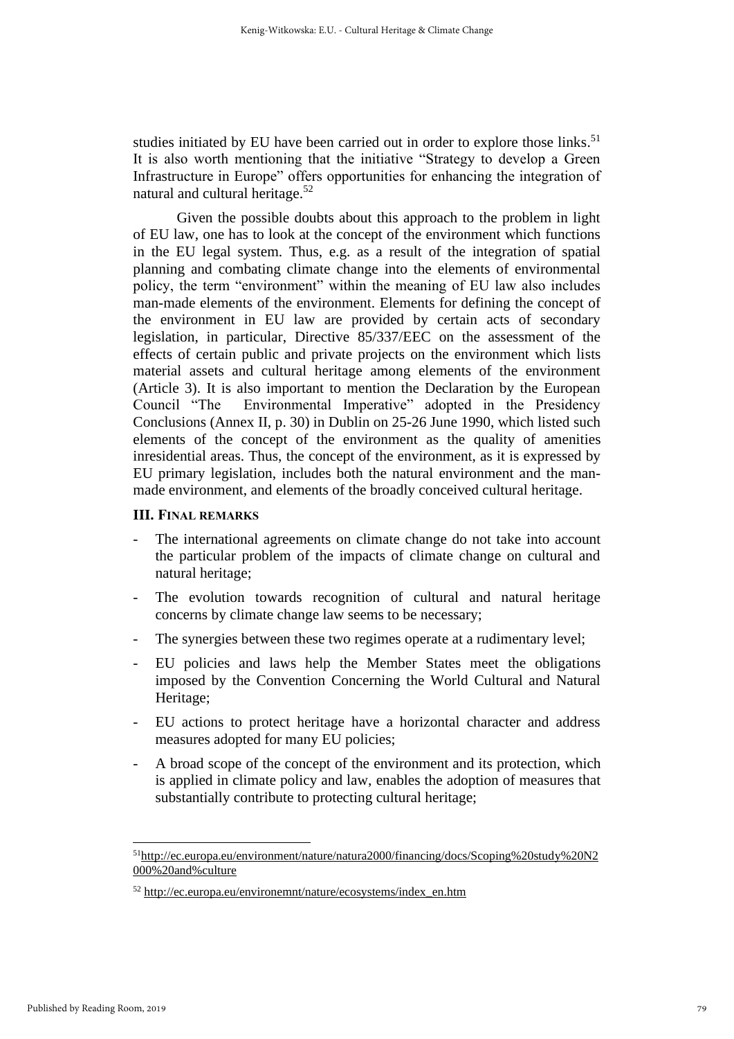studies initiated by EU have been carried out in order to explore those links.[51] It is also worth mentioning that the initiative "Strategy to develop a Green Infrastructure in Europe" offers opportunities for enhancing the integration of natural and cultural heritage.[52]

Given the possible doubts about this approach to the problem in light of EU law, one has to look at the concept of the environment which functions in the EU legal system. Thus, e.g. as a result of the integration of spatial planning and combating climate change into the elements of environmental policy, the term "environment" within the meaning of EU law also includes man-made elements of the environment. Elements for defining the concept of the environment in EU law are provided by certain acts of secondary legislation, in particular, Directive 85/337/EEC on the assessment of the effects of certain public and private projects on the environment which lists material assets and cultural heritage among elements of the environment (Article 3). It is also important to mention the Declaration by the European Council "The Environmental Imperative" adopted in the Presidency Conclusions (Annex II, p. 30) in Dublin on 25-26 June 1990, which listed such elements of the concept of the environment as the quality of amenities inresidential areas. Thus, the concept of the environment, as it is expressed by EU primary legislation, includes both the natural environment and the man-made environment, and elements of the broadly conceived cultural heritage.

### III. FINAL REMARKS

- The international agreements on climate change do not take into account the particular problem of the impacts of climate change on cultural and natural heritage;
- The evolution towards recognition of cultural and natural heritage concerns by climate change law seems to be necessary;
- The synergies between these two regimes operate at a rudimentary level;
- EU policies and laws help the Member States meet the obligations imposed by the Convention Concerning the World Cultural and Natural Heritage;
- EU actions to protect heritage have a horizontal character and address measures adopted for many EU policies;
- A broad scope of the concept of the environment and its protection, which is applied in climate policy and law, enables the adoption of measures that substantially contribute to protecting cultural heritage;

---

[51] http://ec.europa.eu/environment/nature/natura2000/financing/docs/Scoping%20study%20N2000%20and%culture

[52] http://ec.europa.eu/environemnt/nature/ecosystems/index_en.htm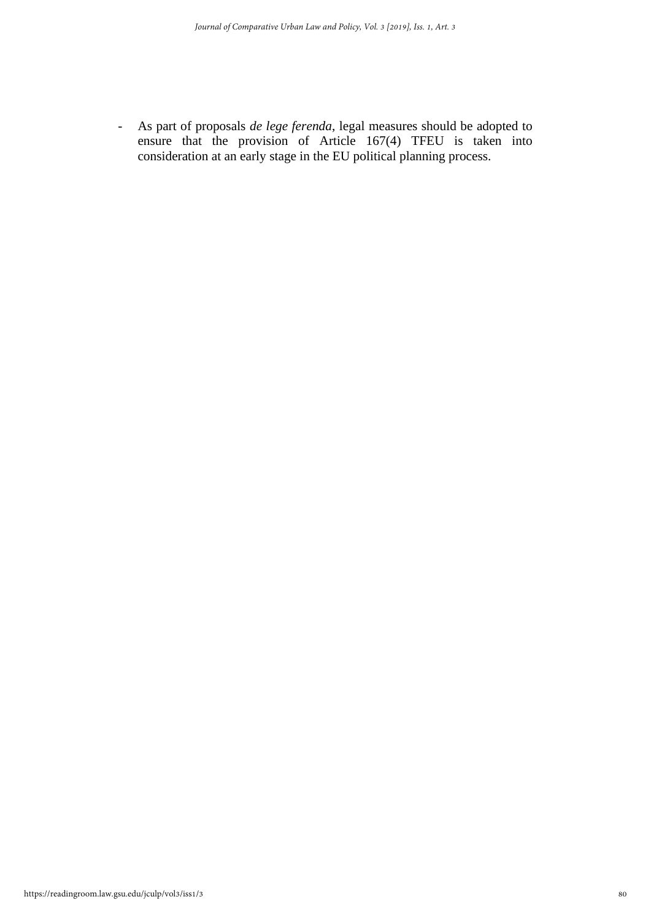- As part of proposals *de lege ferenda*, legal measures should be adopted to ensure that the provision of Article 167(4) TFEU is taken into consideration at an early stage in the EU political planning process.